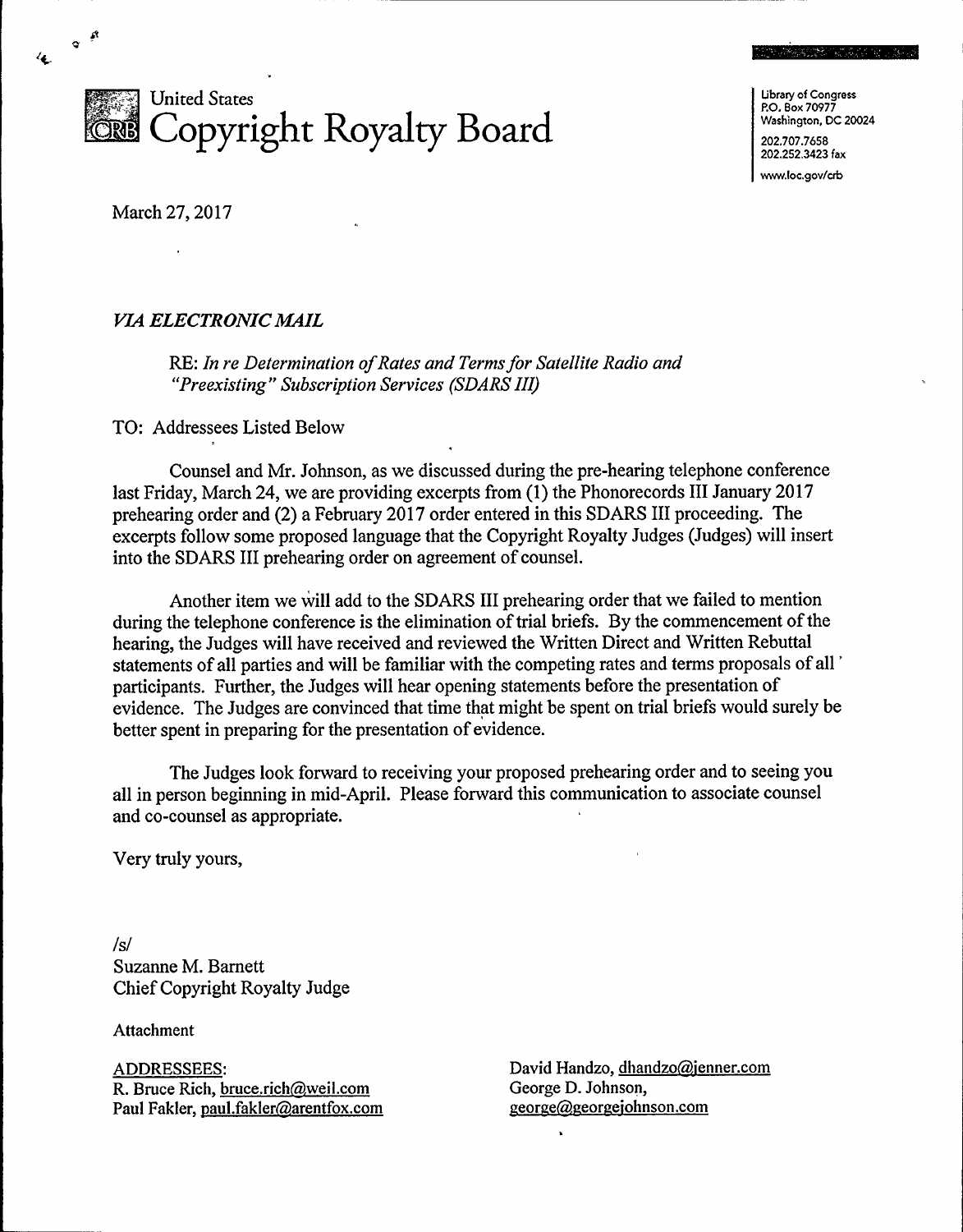# United States Copyright Royalty Board

Library of Congress
P.O. Box 70977
Washington, DC 20024
202.707.7658
202.252.3423 fax
www.loc.gov/crb

March 27, 2017

*VIA ELECTRONIC MAIL*

RE: *In re Determination of Rates and Terms for Satellite Radio and "Preexisting" Subscription Services (SDARS III)*

TO: Addressees Listed Below

Counsel and Mr. Johnson, as we discussed during the pre-hearing telephone conference last Friday, March 24, we are providing excerpts from (1) the Phonorecords III January 2017 prehearing order and (2) a February 2017 order entered in this SDARS III proceeding. The excerpts follow some proposed language that the Copyright Royalty Judges (Judges) will insert into the SDARS III prehearing order on agreement of counsel.

Another item we will add to the SDARS III prehearing order that we failed to mention during the telephone conference is the elimination of trial briefs. By the commencement of the hearing, the Judges will have received and reviewed the Written Direct and Written Rebuttal statements of all parties and will be familiar with the competing rates and terms proposals of all participants. Further, the Judges will hear opening statements before the presentation of evidence. The Judges are convinced that time that might be spent on trial briefs would surely be better spent in preparing for the presentation of evidence.

The Judges look forward to receiving your proposed prehearing order and to seeing you all in person beginning in mid-April. Please forward this communication to associate counsel and co-counsel as appropriate.

Very truly yours,

/s/
Suzanne M. Barnett
Chief Copyright Royalty Judge

Attachment

ADDRESSEES:
R. Bruce Rich, bruce.rich@weil.com
Paul Fakler, paul.fakler@arentfox.com
David Handzo, dhandzo@jenner.com
George D. Johnson, george@georgejohnson.com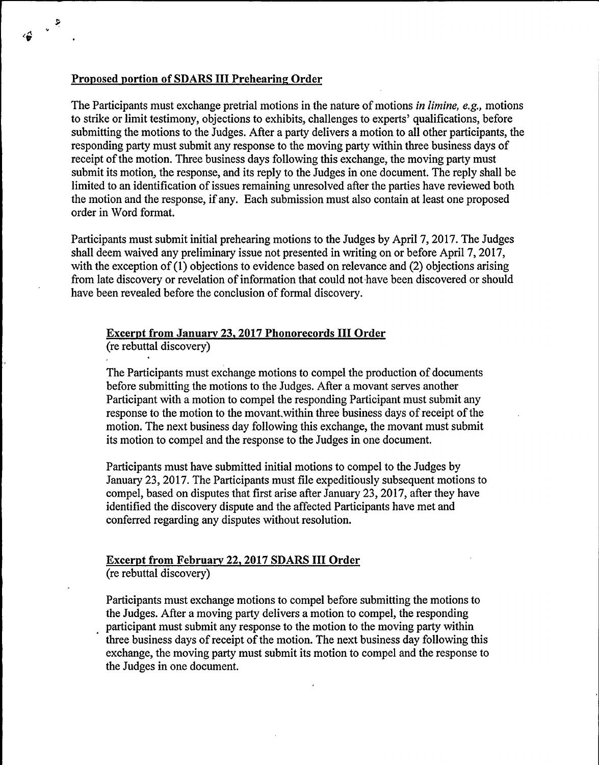**Proposed portion of SDARS III Prehearing Order**

The Participants must exchange pretrial motions in the nature of motions *in limine, e.g.,* motions to strike or limit testimony, objections to exhibits, challenges to experts' qualifications, before submitting the motions to the Judges. After a party delivers a motion to all other participants, the responding party must submit any response to the moving party within three business days of receipt of the motion. Three business days following this exchange, the moving party must submit its motion, the response, and its reply to the Judges in one document. The reply shall be limited to an identification of issues remaining unresolved after the parties have reviewed both the motion and the response, if any. Each submission must also contain at least one proposed order in Word format.

Participants must submit initial prehearing motions to the Judges by April 7, 2017. The Judges shall deem waived any preliminary issue not presented in writing on or before April 7, 2017, with the exception of (1) objections to evidence based on relevance and (2) objections arising from late discovery or revelation of information that could not have been discovered or should have been revealed before the conclusion of formal discovery.

**Excerpt from January 23, 2017 Phonorecords III Order**
(re rebuttal discovery)

> The Participants must exchange motions to compel the production of documents before submitting the motions to the Judges. After a movant serves another Participant with a motion to compel the responding Participant must submit any response to the motion to the movant within three business days of receipt of the motion. The next business day following this exchange, the movant must submit its motion to compel and the response to the Judges in one document.
>
> Participants must have submitted initial motions to compel to the Judges by January 23, 2017. The Participants must file expeditiously subsequent motions to compel, based on disputes that first arise after January 23, 2017, after they have identified the discovery dispute and the affected Participants have met and conferred regarding any disputes without resolution.

**Excerpt from February 22, 2017 SDARS III Order**
(re rebuttal discovery)

> Participants must exchange motions to compel before submitting the motions to the Judges. After a moving party delivers a motion to compel, the responding participant must submit any response to the motion to the moving party within three business days of receipt of the motion. The next business day following this exchange, the moving party must submit its motion to compel and the response to the Judges in one document.